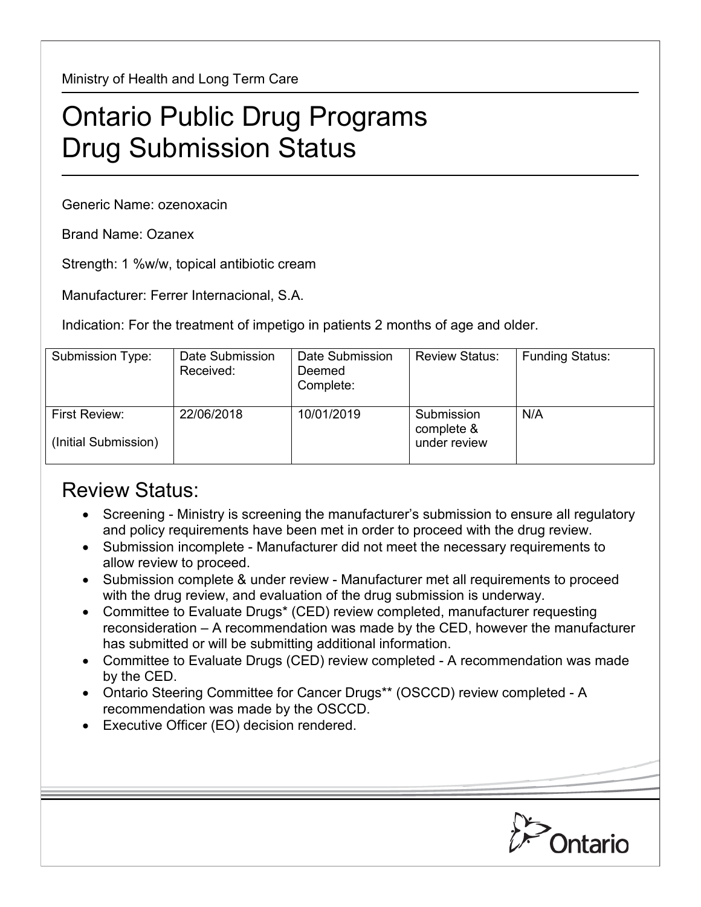Ministry of Health and Long Term Care

# Ontario Public Drug Programs
# Drug Submission Status

Generic Name: ozenoxacin

Brand Name: Ozanex

Strength: 1 %w/w, topical antibiotic cream

Manufacturer: Ferrer Internacional, S.A.

Indication: For the treatment of impetigo in patients 2 months of age and older.

| Submission Type: | Date Submission Received: | Date Submission Deemed Complete: | Review Status: | Funding Status: |
|---|---|---|---|---|
| First Review: (Initial Submission) | 22/06/2018 | 10/01/2019 | Submission complete & under review | N/A |

## Review Status:

- Screening - Ministry is screening the manufacturer's submission to ensure all regulatory and policy requirements have been met in order to proceed with the drug review.
- Submission incomplete - Manufacturer did not meet the necessary requirements to allow review to proceed.
- Submission complete & under review - Manufacturer met all requirements to proceed with the drug review, and evaluation of the drug submission is underway.
- Committee to Evaluate Drugs* (CED) review completed, manufacturer requesting reconsideration – A recommendation was made by the CED, however the manufacturer has submitted or will be submitting additional information.
- Committee to Evaluate Drugs (CED) review completed - A recommendation was made by the CED.
- Ontario Steering Committee for Cancer Drugs** (OSCCD) review completed - A recommendation was made by the OSCCD.
- Executive Officer (EO) decision rendered.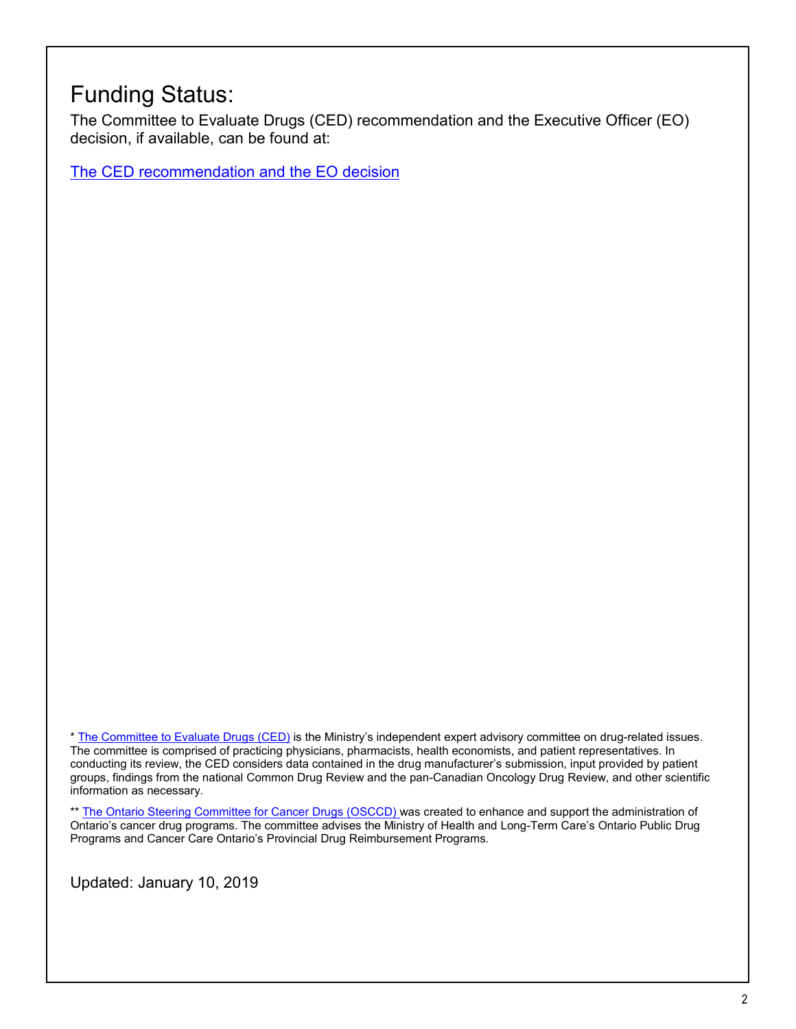# Funding Status:

The Committee to Evaluate Drugs (CED) recommendation and the Executive Officer (EO) decision, if available, can be found at:

[The CED recommendation and the EO decision]()

* [The Committee to Evaluate Drugs (CED)]() is the Ministry's independent expert advisory committee on drug-related issues. The committee is comprised of practicing physicians, pharmacists, health economists, and patient representatives. In conducting its review, the CED considers data contained in the drug manufacturer's submission, input provided by patient groups, findings from the national Common Drug Review and the pan-Canadian Oncology Drug Review, and other scientific information as necessary.

** [The Ontario Steering Committee for Cancer Drugs (OSCCD)]() was created to enhance and support the administration of Ontario's cancer drug programs. The committee advises the Ministry of Health and Long-Term Care's Ontario Public Drug Programs and Cancer Care Ontario's Provincial Drug Reimbursement Programs.

Updated: January 10, 2019